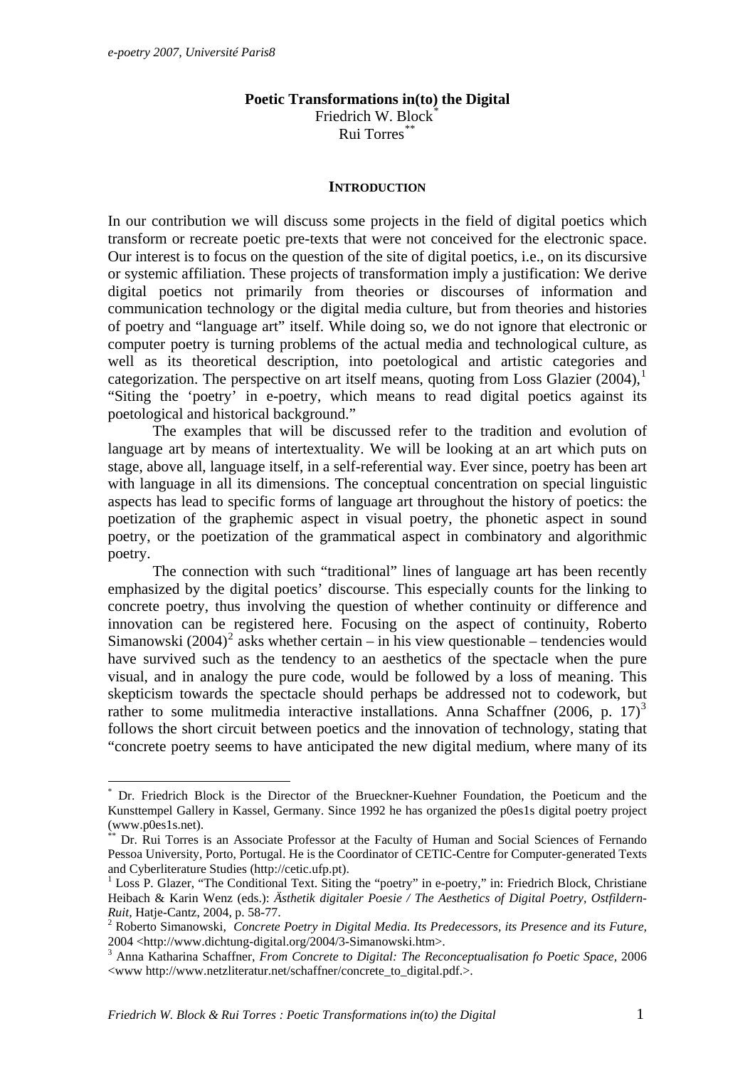**Poetic Transformations in(to) the Digital**

Friedrich W. Block*

Rui Torres**

## INTRODUCTION

In our contribution we will discuss some projects in the field of digital poetics which transform or recreate poetic pre-texts that were not conceived for the electronic space. Our interest is to focus on the question of the site of digital poetics, i.e., on its discursive or systemic affiliation. These projects of transformation imply a justification: We derive digital poetics not primarily from theories or discourses of information and communication technology or the digital media culture, but from theories and histories of poetry and "language art" itself. While doing so, we do not ignore that electronic or computer poetry is turning problems of the actual media and technological culture, as well as its theoretical description, into poetological and artistic categories and categorization. The perspective on art itself means, quoting from Loss Glazier (2004),[1] "Siting the 'poetry' in e-poetry, which means to read digital poetics against its poetological and historical background."

The examples that will be discussed refer to the tradition and evolution of language art by means of intertextuality. We will be looking at an art which puts on stage, above all, language itself, in a self-referential way. Ever since, poetry has been art with language in all its dimensions. The conceptual concentration on special linguistic aspects has lead to specific forms of language art throughout the history of poetics: the poetization of the graphemic aspect in visual poetry, the phonetic aspect in sound poetry, or the poetization of the grammatical aspect in combinatory and algorithmic poetry.

The connection with such "traditional" lines of language art has been recently emphasized by the digital poetics' discourse. This especially counts for the linking to concrete poetry, thus involving the question of whether continuity or difference and innovation can be registered here. Focusing on the aspect of continuity, Roberto Simanowski (2004)[2] asks whether certain – in his view questionable – tendencies would have survived such as the tendency to an aesthetics of the spectacle when the pure visual, and in analogy the pure code, would be followed by a loss of meaning. This skepticism towards the spectacle should perhaps be addressed not to codework, but rather to some mulitmedia interactive installations. Anna Schaffner (2006, p. 17)[3] follows the short circuit between poetics and the innovation of technology, stating that "concrete poetry seems to have anticipated the new digital medium, where many of its

---

* Dr. Friedrich Block is the Director of the Brueckner-Kuehner Foundation, the Poeticum and the Kunsttempel Gallery in Kassel, Germany. Since 1992 he has organized the p0es1s digital poetry project (www.p0es1s.net).

** Dr. Rui Torres is an Associate Professor at the Faculty of Human and Social Sciences of Fernando Pessoa University, Porto, Portugal. He is the Coordinator of CETIC-Centre for Computer-generated Texts and Cyberliterature Studies (http://cetic.ufp.pt).

[1] Loss P. Glazer, "The Conditional Text. Siting the "poetry" in e-poetry," in: Friedrich Block, Christiane Heibach & Karin Wenz (eds.): *Ästhetik digitaler Poesie / The Aesthetics of Digital Poetry, Ostfildern-Ruit*, Hatje-Cantz, 2004, p. 58-77.

[2] Roberto Simanowski, *Concrete Poetry in Digital Media. Its Predecessors, its Presence and its Future,* 2004 <http://www.dichtung-digital.org/2004/3-Simanowski.htm>.

[3] Anna Katharina Schaffner, *From Concrete to Digital: The Reconceptualisation fo Poetic Space,* 2006 <www http://www.netzliteratur.net/schaffner/concrete_to_digital.pdf.>.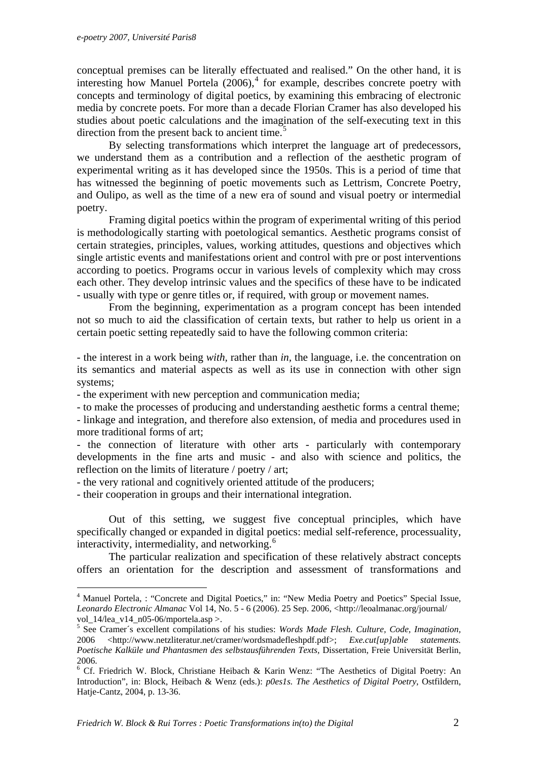conceptual premises can be literally effectuated and realised." On the other hand, it is interesting how Manuel Portela (2006),[4] for example, describes concrete poetry with concepts and terminology of digital poetics, by examining this embracing of electronic media by concrete poets. For more than a decade Florian Cramer has also developed his studies about poetic calculations and the imagination of the self-executing text in this direction from the present back to ancient time.[5]

By selecting transformations which interpret the language art of predecessors, we understand them as a contribution and a reflection of the aesthetic program of experimental writing as it has developed since the 1950s. This is a period of time that has witnessed the beginning of poetic movements such as Lettrism, Concrete Poetry, and Oulipo, as well as the time of a new era of sound and visual poetry or intermedial poetry.

Framing digital poetics within the program of experimental writing of this period is methodologically starting with poetological semantics. Aesthetic programs consist of certain strategies, principles, values, working attitudes, questions and objectives which single artistic events and manifestations orient and control with pre or post interventions according to poetics. Programs occur in various levels of complexity which may cross each other. They develop intrinsic values and the specifics of these have to be indicated - usually with type or genre titles or, if required, with group or movement names.

From the beginning, experimentation as a program concept has been intended not so much to aid the classification of certain texts, but rather to help us orient in a certain poetic setting repeatedly said to have the following common criteria:

- the interest in a work being *with*, rather than *in*, the language, i.e. the concentration on its semantics and material aspects as well as its use in connection with other sign systems;
- the experiment with new perception and communication media;
- to make the processes of producing and understanding aesthetic forms a central theme;
- linkage and integration, and therefore also extension, of media and procedures used in more traditional forms of art;
- the connection of literature with other arts - particularly with contemporary developments in the fine arts and music - and also with science and politics, the reflection on the limits of literature / poetry / art;
- the very rational and cognitively oriented attitude of the producers;
- their cooperation in groups and their international integration.

Out of this setting, we suggest five conceptual principles, which have specifically changed or expanded in digital poetics: medial self-reference, processuality, interactivity, intermediality, and networking.[6]

The particular realization and specification of these relatively abstract concepts offers an orientation for the description and assessment of transformations and

---

[4] Manuel Portela, : "Concrete and Digital Poetics," in: "New Media Poetry and Poetics" Special Issue, *Leonardo Electronic Almanac* Vol 14, No. 5 - 6 (2006). 25 Sep. 2006, <http://leoalmanac.org/journal/vol_14/lea_v14_n05-06/mportela.asp >.

[5] See Cramer´s excellent compilations of his studies: *Words Made Flesh. Culture, Code, Imagination*, 2006 <http://www.netzliteratur.net/cramer/wordsmadefleshpdf.pdf>; *Exe.cut[up]able statements. Poetische Kalküle und Phantasmen des selbstausführenden Texts*, Dissertation, Freie Universität Berlin, 2006.

[6] Cf. Friedrich W. Block, Christiane Heibach & Karin Wenz: "The Aesthetics of Digital Poetry: An Introduction", in: Block, Heibach & Wenz (eds.): *p0es1s. The Aesthetics of Digital Poetry*, Ostfildern, Hatje-Cantz, 2004, p. 13-36.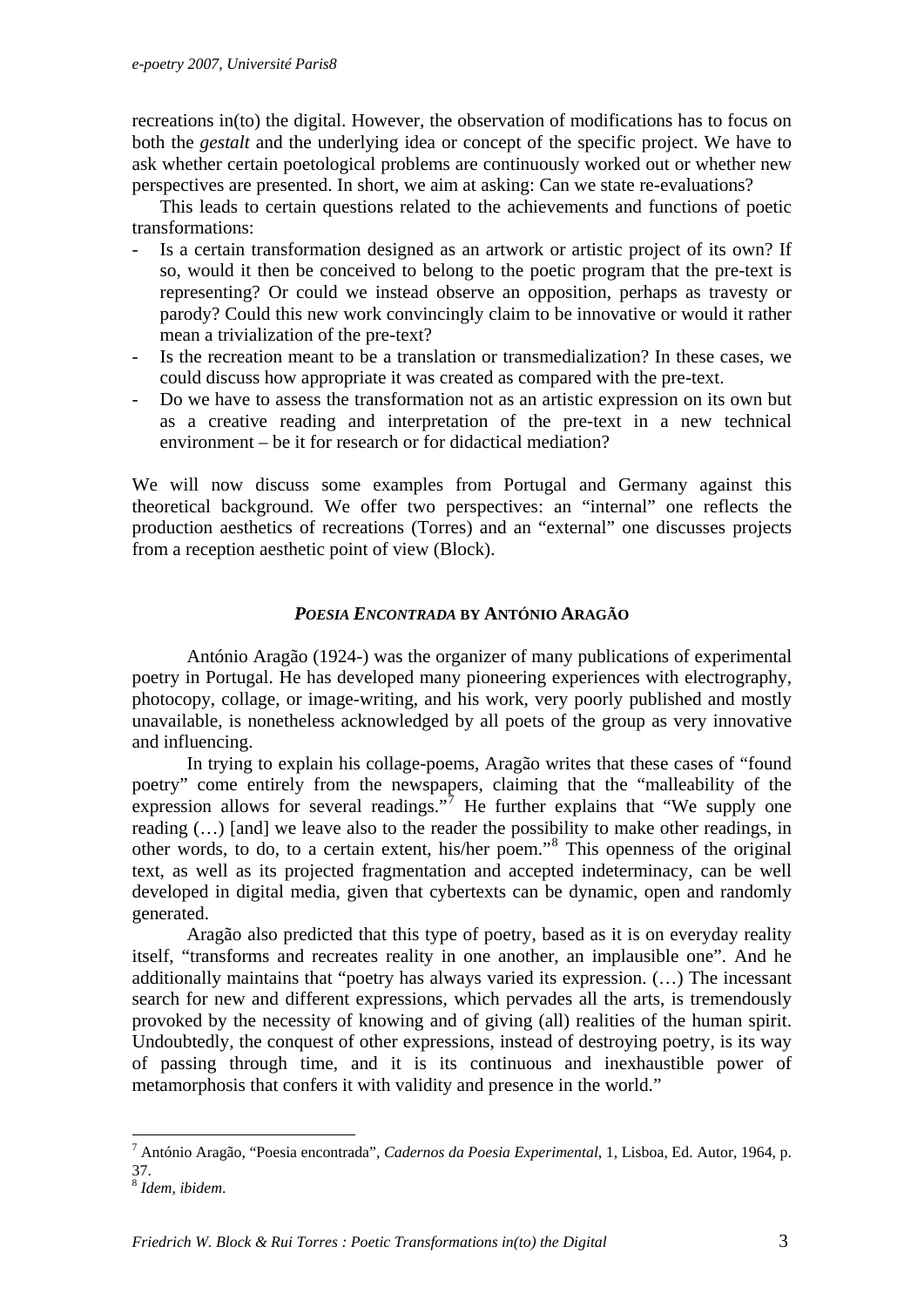recreations in(to) the digital. However, the observation of modifications has to focus on both the *gestalt* and the underlying idea or concept of the specific project. We have to ask whether certain poetological problems are continuously worked out or whether new perspectives are presented. In short, we aim at asking: Can we state re-evaluations?

This leads to certain questions related to the achievements and functions of poetic transformations:

- Is a certain transformation designed as an artwork or artistic project of its own? If so, would it then be conceived to belong to the poetic program that the pre-text is representing? Or could we instead observe an opposition, perhaps as travesty or parody? Could this new work convincingly claim to be innovative or would it rather mean a trivialization of the pre-text?
- Is the recreation meant to be a translation or transmedialization? In these cases, we could discuss how appropriate it was created as compared with the pre-text.
- Do we have to assess the transformation not as an artistic expression on its own but as a creative reading and interpretation of the pre-text in a new technical environment – be it for research or for didactical mediation?

We will now discuss some examples from Portugal and Germany against this theoretical background. We offer two perspectives: an "internal" one reflects the production aesthetics of recreations (Torres) and an "external" one discusses projects from a reception aesthetic point of view (Block).

## *POESIA ENCONTRADA* BY ANTÓNIO ARAGÃO

António Aragão (1924-) was the organizer of many publications of experimental poetry in Portugal. He has developed many pioneering experiences with electrography, photocopy, collage, or image-writing, and his work, very poorly published and mostly unavailable, is nonetheless acknowledged by all poets of the group as very innovative and influencing.

In trying to explain his collage-poems, Aragão writes that these cases of "found poetry" come entirely from the newspapers, claiming that the "malleability of the expression allows for several readings."[7] He further explains that "We supply one reading (…) [and] we leave also to the reader the possibility to make other readings, in other words, to do, to a certain extent, his/her poem."[8] This openness of the original text, as well as its projected fragmentation and accepted indeterminacy, can be well developed in digital media, given that cybertexts can be dynamic, open and randomly generated.

Aragão also predicted that this type of poetry, based as it is on everyday reality itself, "transforms and recreates reality in one another, an implausible one". And he additionally maintains that "poetry has always varied its expression. (…) The incessant search for new and different expressions, which pervades all the arts, is tremendously provoked by the necessity of knowing and of giving (all) realities of the human spirit. Undoubtedly, the conquest of other expressions, instead of destroying poetry, is its way of passing through time, and it is its continuous and inexhaustible power of metamorphosis that confers it with validity and presence in the world."

---

[7] António Aragão, "Poesia encontrada", *Cadernos da Poesia Experimental*, 1, Lisboa, Ed. Autor, 1964, p. 37.

[8] *Idem, ibidem.*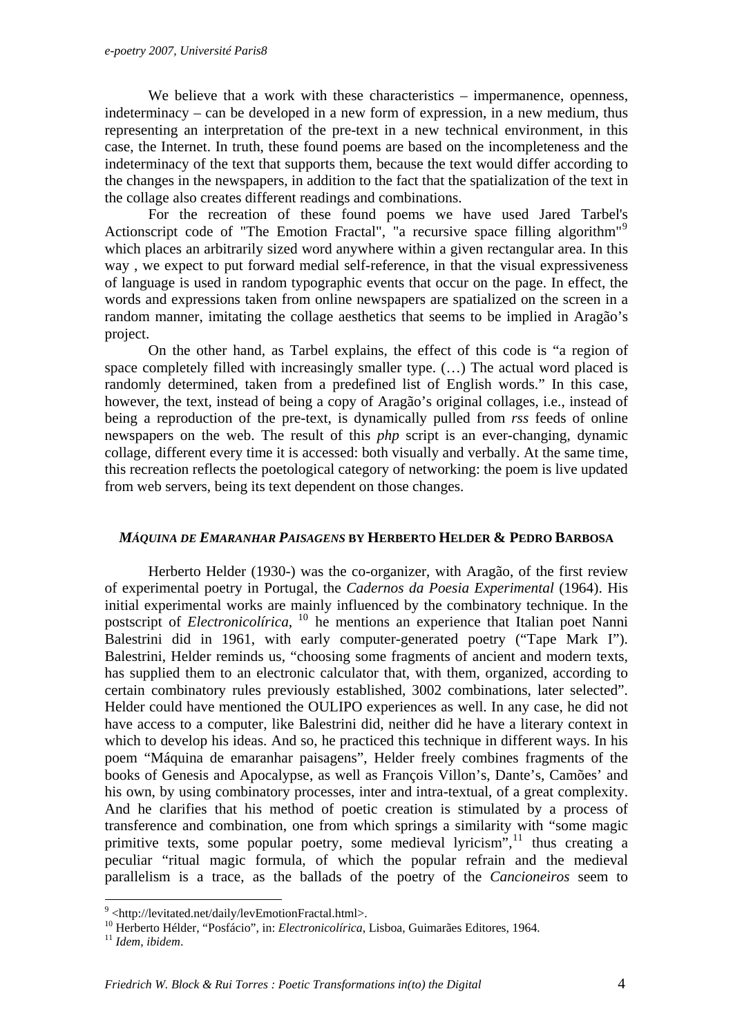We believe that a work with these characteristics – impermanence, openness, indeterminacy – can be developed in a new form of expression, in a new medium, thus representing an interpretation of the pre-text in a new technical environment, in this case, the Internet. In truth, these found poems are based on the incompleteness and the indeterminacy of the text that supports them, because the text would differ according to the changes in the newspapers, in addition to the fact that the spatialization of the text in the collage also creates different readings and combinations.

For the recreation of these found poems we have used Jared Tarbel's Actionscript code of "The Emotion Fractal", "a recursive space filling algorithm"[9] which places an arbitrarily sized word anywhere within a given rectangular area. In this way , we expect to put forward medial self-reference, in that the visual expressiveness of language is used in random typographic events that occur on the page. In effect, the words and expressions taken from online newspapers are spatialized on the screen in a random manner, imitating the collage aesthetics that seems to be implied in Aragão's project.

On the other hand, as Tarbel explains, the effect of this code is "a region of space completely filled with increasingly smaller type. (…) The actual word placed is randomly determined, taken from a predefined list of English words." In this case, however, the text, instead of being a copy of Aragão's original collages, i.e., instead of being a reproduction of the pre-text, is dynamically pulled from *rss* feeds of online newspapers on the web. The result of this *php* script is an ever-changing, dynamic collage, different every time it is accessed: both visually and verbally. At the same time, this recreation reflects the poetological category of networking: the poem is live updated from web servers, being its text dependent on those changes.

### *MÁQUINA DE EMARANHAR PAISAGENS* BY HERBERTO HELDER & PEDRO BARBOSA

Herberto Helder (1930-) was the co-organizer, with Aragão, of the first review of experimental poetry in Portugal, the *Cadernos da Poesia Experimental* (1964). His initial experimental works are mainly influenced by the combinatory technique. In the postscript of *Electronicolírica*, [10] he mentions an experience that Italian poet Nanni Balestrini did in 1961, with early computer-generated poetry ("Tape Mark I"). Balestrini, Helder reminds us, "choosing some fragments of ancient and modern texts, has supplied them to an electronic calculator that, with them, organized, according to certain combinatory rules previously established, 3002 combinations, later selected". Helder could have mentioned the OULIPO experiences as well. In any case, he did not have access to a computer, like Balestrini did, neither did he have a literary context in which to develop his ideas. And so, he practiced this technique in different ways. In his poem "Máquina de emaranhar paisagens", Helder freely combines fragments of the books of Genesis and Apocalypse, as well as François Villon's, Dante's, Camões' and his own, by using combinatory processes, inter and intra-textual, of a great complexity. And he clarifies that his method of poetic creation is stimulated by a process of transference and combination, one from which springs a similarity with "some magic primitive texts, some popular poetry, some medieval lyricism",[11] thus creating a peculiar "ritual magic formula, of which the popular refrain and the medieval parallelism is a trace, as the ballads of the poetry of the *Cancioneiros* seem to

---

[9] <http://levitated.net/daily/levEmotionFractal.html>.

[10] Herberto Hélder, "Posfácio", in: *Electronicolírica*, Lisboa, Guimarães Editores, 1964.

[11] *Idem, ibidem*.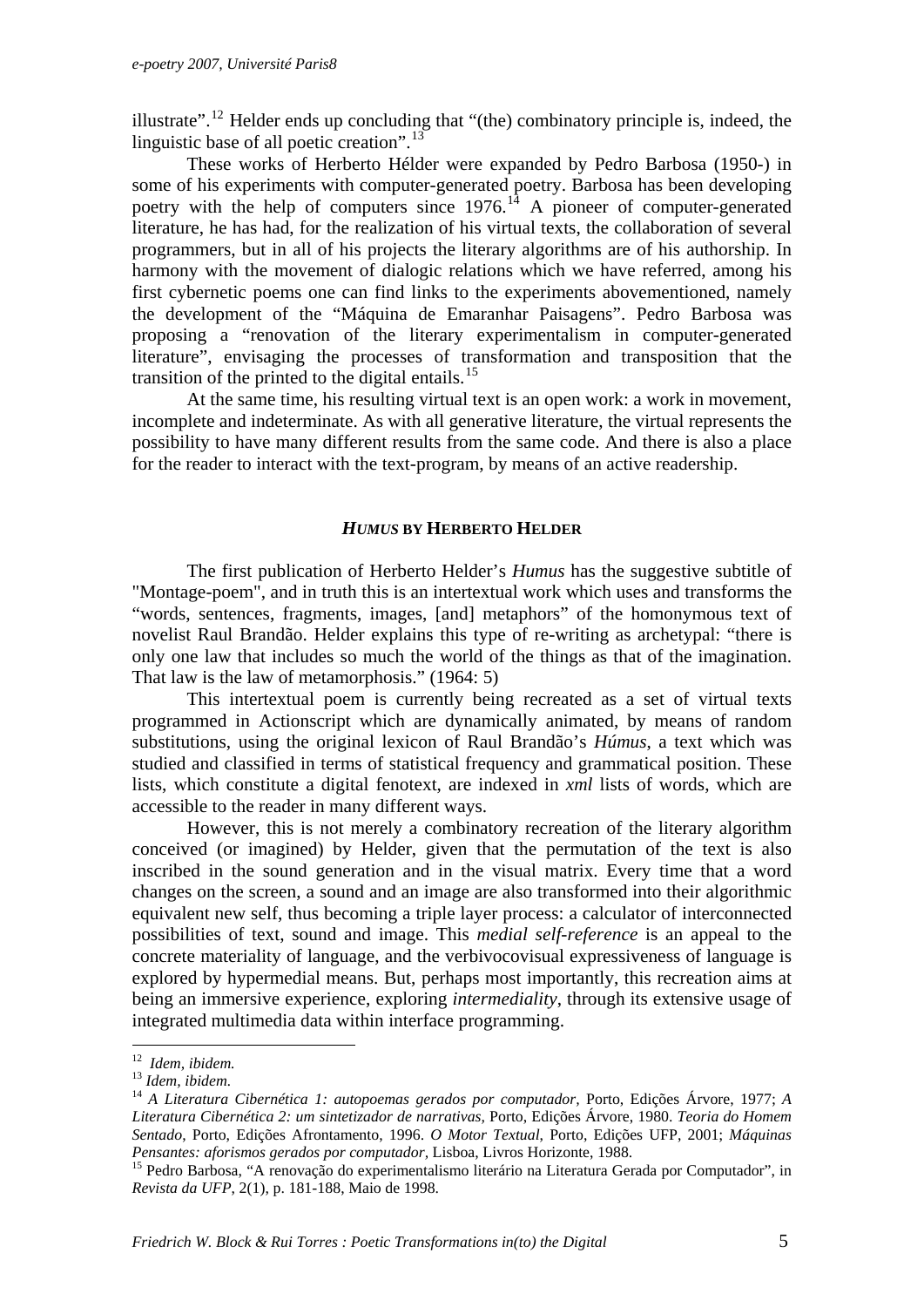illustrate".[12] Helder ends up concluding that "(the) combinatory principle is, indeed, the linguistic base of all poetic creation".[13]

These works of Herberto Hélder were expanded by Pedro Barbosa (1950-) in some of his experiments with computer-generated poetry. Barbosa has been developing poetry with the help of computers since 1976.[14] A pioneer of computer-generated literature, he has had, for the realization of his virtual texts, the collaboration of several programmers, but in all of his projects the literary algorithms are of his authorship. In harmony with the movement of dialogic relations which we have referred, among his first cybernetic poems one can find links to the experiments abovementioned, namely the development of the "Máquina de Emaranhar Paisagens". Pedro Barbosa was proposing a "renovation of the literary experimentalism in computer-generated literature", envisaging the processes of transformation and transposition that the transition of the printed to the digital entails.[15]

At the same time, his resulting virtual text is an open work: a work in movement, incomplete and indeterminate. As with all generative literature, the virtual represents the possibility to have many different results from the same code. And there is also a place for the reader to interact with the text-program, by means of an active readership.

## *HUMUS* BY HERBERTO HELDER

The first publication of Herberto Helder's *Humus* has the suggestive subtitle of "Montage-poem", and in truth this is an intertextual work which uses and transforms the "words, sentences, fragments, images, [and] metaphors" of the homonymous text of novelist Raul Brandão. Helder explains this type of re-writing as archetypal: "there is only one law that includes so much the world of the things as that of the imagination. That law is the law of metamorphosis." (1964: 5)

This intertextual poem is currently being recreated as a set of virtual texts programmed in Actionscript which are dynamically animated, by means of random substitutions, using the original lexicon of Raul Brandão's *Húmus*, a text which was studied and classified in terms of statistical frequency and grammatical position. These lists, which constitute a digital fenotext, are indexed in *xml* lists of words, which are accessible to the reader in many different ways.

However, this is not merely a combinatory recreation of the literary algorithm conceived (or imagined) by Helder, given that the permutation of the text is also inscribed in the sound generation and in the visual matrix. Every time that a word changes on the screen, a sound and an image are also transformed into their algorithmic equivalent new self, thus becoming a triple layer process: a calculator of interconnected possibilities of text, sound and image. This *medial self-reference* is an appeal to the concrete materiality of language, and the verbivocovisual expressiveness of language is explored by hypermedial means. But, perhaps most importantly, this recreation aims at being an immersive experience, exploring *intermediality*, through its extensive usage of integrated multimedia data within interface programming.

---

[12] *Idem, ibidem.*

[13] *Idem, ibidem.*

[14] *A Literatura Cibernética 1: autopoemas gerados por computador*, Porto, Edições Árvore, 1977; *A Literatura Cibernética 2: um sintetizador de narrativas*, Porto, Edições Árvore, 1980. *Teoria do Homem Sentado*, Porto, Edições Afrontamento, 1996. *O Motor Textual*, Porto, Edições UFP, 2001; *Máquinas Pensantes: aforismos gerados por computador*, Lisboa, Livros Horizonte, 1988.

[15] Pedro Barbosa, "A renovação do experimentalismo literário na Literatura Gerada por Computador", in *Revista da UFP*, 2(1), p. 181-188, Maio de 1998.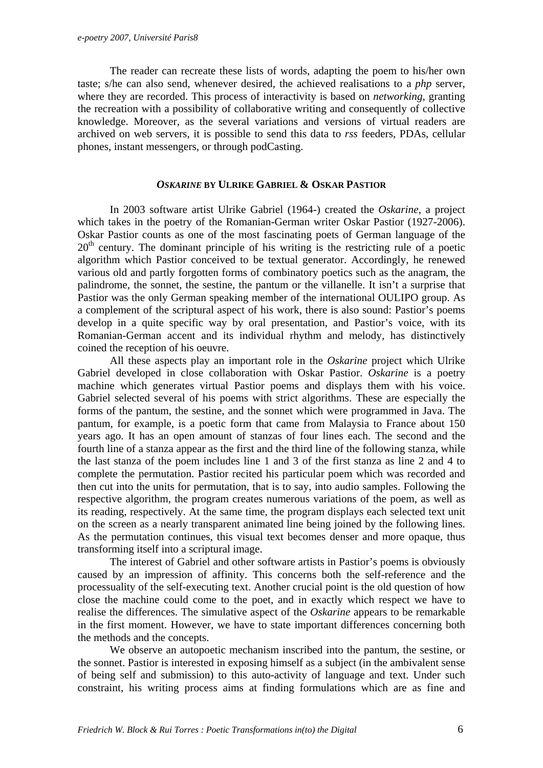The reader can recreate these lists of words, adapting the poem to his/her own taste; s/he can also send, whenever desired, the achieved realisations to a *php* server, where they are recorded. This process of interactivity is based on *networking*, granting the recreation with a possibility of collaborative writing and consequently of collective knowledge. Moreover, as the several variations and versions of virtual readers are archived on web servers, it is possible to send this data to *rss* feeders, PDAs, cellular phones, instant messengers, or through podCasting.

### *OSKARINE* BY ULRIKE GABRIEL & OSKAR PASTIOR

In 2003 software artist Ulrike Gabriel (1964-) created the *Oskarine*, a project which takes in the poetry of the Romanian-German writer Oskar Pastior (1927-2006). Oskar Pastior counts as one of the most fascinating poets of German language of the 20th century. The dominant principle of his writing is the restricting rule of a poetic algorithm which Pastior conceived to be textual generator. Accordingly, he renewed various old and partly forgotten forms of combinatory poetics such as the anagram, the palindrome, the sonnet, the sestine, the pantum or the villanelle. It isn't a surprise that Pastior was the only German speaking member of the international OULIPO group. As a complement of the scriptural aspect of his work, there is also sound: Pastior's poems develop in a quite specific way by oral presentation, and Pastior's voice, with its Romanian-German accent and its individual rhythm and melody, has distinctively coined the reception of his oeuvre.

All these aspects play an important role in the *Oskarine* project which Ulrike Gabriel developed in close collaboration with Oskar Pastior. *Oskarine* is a poetry machine which generates virtual Pastior poems and displays them with his voice. Gabriel selected several of his poems with strict algorithms. These are especially the forms of the pantum, the sestine, and the sonnet which were programmed in Java. The pantum, for example, is a poetic form that came from Malaysia to France about 150 years ago. It has an open amount of stanzas of four lines each. The second and the fourth line of a stanza appear as the first and the third line of the following stanza, while the last stanza of the poem includes line 1 and 3 of the first stanza as line 2 and 4 to complete the permutation. Pastior recited his particular poem which was recorded and then cut into the units for permutation, that is to say, into audio samples. Following the respective algorithm, the program creates numerous variations of the poem, as well as its reading, respectively. At the same time, the program displays each selected text unit on the screen as a nearly transparent animated line being joined by the following lines. As the permutation continues, this visual text becomes denser and more opaque, thus transforming itself into a scriptural image.

The interest of Gabriel and other software artists in Pastior's poems is obviously caused by an impression of affinity. This concerns both the self-reference and the processuality of the self-executing text. Another crucial point is the old question of how close the machine could come to the poet, and in exactly which respect we have to realise the differences. The simulative aspect of the *Oskarine* appears to be remarkable in the first moment. However, we have to state important differences concerning both the methods and the concepts.

We observe an autopoetic mechanism inscribed into the pantum, the sestine, or the sonnet. Pastior is interested in exposing himself as a subject (in the ambivalent sense of being self and submission) to this auto-activity of language and text. Under such constraint, his writing process aims at finding formulations which are as fine and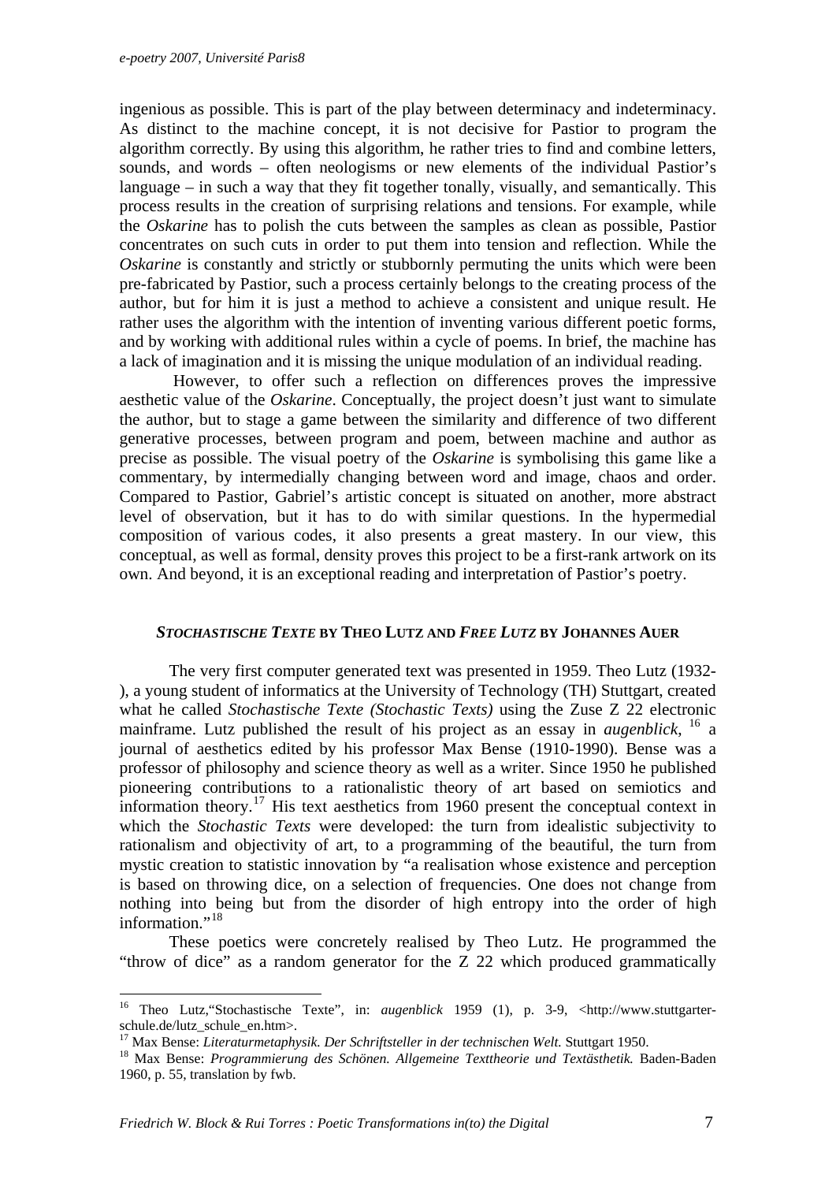ingenious as possible. This is part of the play between determinacy and indeterminacy. As distinct to the machine concept, it is not decisive for Pastior to program the algorithm correctly. By using this algorithm, he rather tries to find and combine letters, sounds, and words – often neologisms or new elements of the individual Pastior's language – in such a way that they fit together tonally, visually, and semantically. This process results in the creation of surprising relations and tensions. For example, while the *Oskarine* has to polish the cuts between the samples as clean as possible, Pastior concentrates on such cuts in order to put them into tension and reflection. While the *Oskarine* is constantly and strictly or stubbornly permuting the units which were been pre-fabricated by Pastior, such a process certainly belongs to the creating process of the author, but for him it is just a method to achieve a consistent and unique result. He rather uses the algorithm with the intention of inventing various different poetic forms, and by working with additional rules within a cycle of poems. In brief, the machine has a lack of imagination and it is missing the unique modulation of an individual reading.

However, to offer such a reflection on differences proves the impressive aesthetic value of the *Oskarine*. Conceptually, the project doesn't just want to simulate the author, but to stage a game between the similarity and difference of two different generative processes, between program and poem, between machine and author as precise as possible. The visual poetry of the *Oskarine* is symbolising this game like a commentary, by intermedially changing between word and image, chaos and order. Compared to Pastior, Gabriel's artistic concept is situated on another, more abstract level of observation, but it has to do with similar questions. In the hypermedial composition of various codes, it also presents a great mastery. In our view, this conceptual, as well as formal, density proves this project to be a first-rank artwork on its own. And beyond, it is an exceptional reading and interpretation of Pastior's poetry.

### *STOCHASTISCHE TEXTE* BY THEO LUTZ AND *FREE LUTZ* BY JOHANNES AUER

The very first computer generated text was presented in 1959. Theo Lutz (1932-), a young student of informatics at the University of Technology (TH) Stuttgart, created what he called *Stochastische Texte (Stochastic Texts)* using the Zuse Z 22 electronic mainframe. Lutz published the result of his project as an essay in *augenblick*, [16] a journal of aesthetics edited by his professor Max Bense (1910-1990). Bense was a professor of philosophy and science theory as well as a writer. Since 1950 he published pioneering contributions to a rationalistic theory of art based on semiotics and information theory.[17] His text aesthetics from 1960 present the conceptual context in which the *Stochastic Texts* were developed: the turn from idealistic subjectivity to rationalism and objectivity of art, to a programming of the beautiful, the turn from mystic creation to statistic innovation by "a realisation whose existence and perception is based on throwing dice, on a selection of frequencies. One does not change from nothing into being but from the disorder of high entropy into the order of high information."[18]

These poetics were concretely realised by Theo Lutz. He programmed the "throw of dice" as a random generator for the Z 22 which produced grammatically

---

[16] Theo Lutz,"Stochastische Texte", in: *augenblick* 1959 (1), p. 3-9, <http://www.stuttgarter-schule.de/lutz_schule_en.htm>.

[17] Max Bense: *Literaturmetaphysik. Der Schriftsteller in der technischen Welt.* Stuttgart 1950.

[18] Max Bense: *Programmierung des Schönen. Allgemeine Texttheorie und Textästhetik.* Baden-Baden 1960, p. 55, translation by fwb.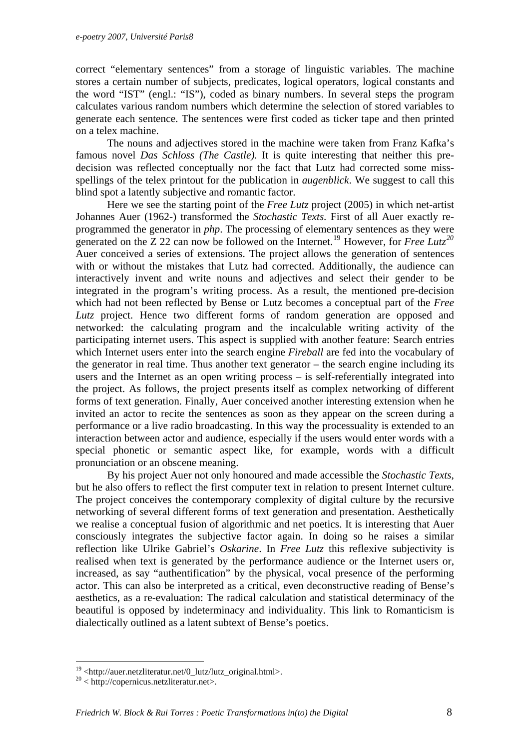correct “elementary sentences” from a storage of linguistic variables. The machine stores a certain number of subjects, predicates, logical operators, logical constants and the word “IST” (engl.: “IS”), coded as binary numbers. In several steps the program calculates various random numbers which determine the selection of stored variables to generate each sentence. The sentences were first coded as ticker tape and then printed on a telex machine.

The nouns and adjectives stored in the machine were taken from Franz Kafka’s famous novel *Das Schloss (The Castle).* It is quite interesting that neither this pre-decision was reflected conceptually nor the fact that Lutz had corrected some miss-spellings of the telex printout for the publication in *augenblick*. We suggest to call this blind spot a latently subjective and romantic factor.

Here we see the starting point of the *Free Lutz* project (2005) in which net-artist Johannes Auer (1962-) transformed the *Stochastic Texts*. First of all Auer exactly re-programmed the generator in *php*. The processing of elementary sentences as they were generated on the Z 22 can now be followed on the Internet.[19] However, for *Free Lutz*[20] Auer conceived a series of extensions. The project allows the generation of sentences with or without the mistakes that Lutz had corrected. Additionally, the audience can interactively invent and write nouns and adjectives and select their gender to be integrated in the program’s writing process. As a result, the mentioned pre-decision which had not been reflected by Bense or Lutz becomes a conceptual part of the *Free Lutz* project. Hence two different forms of random generation are opposed and networked: the calculating program and the incalculable writing activity of the participating internet users. This aspect is supplied with another feature: Search entries which Internet users enter into the search engine *Fireball* are fed into the vocabulary of the generator in real time. Thus another text generator – the search engine including its users and the Internet as an open writing process – is self-referentially integrated into the project. As follows, the project presents itself as complex networking of different forms of text generation. Finally, Auer conceived another interesting extension when he invited an actor to recite the sentences as soon as they appear on the screen during a performance or a live radio broadcasting. In this way the processuality is extended to an interaction between actor and audience, especially if the users would enter words with a special phonetic or semantic aspect like, for example, words with a difficult pronunciation or an obscene meaning.

By his project Auer not only honoured and made accessible the *Stochastic Texts*, but he also offers to reflect the first computer text in relation to present Internet culture. The project conceives the contemporary complexity of digital culture by the recursive networking of several different forms of text generation and presentation. Aesthetically we realise a conceptual fusion of algorithmic and net poetics. It is interesting that Auer consciously integrates the subjective factor again. In doing so he raises a similar reflection like Ulrike Gabriel’s *Oskarine*. In *Free Lutz* this reflexive subjectivity is realised when text is generated by the performance audience or the Internet users or, increased, as say “authentification” by the physical, vocal presence of the performing actor. This can also be interpreted as a critical, even deconstructive reading of Bense’s aesthetics, as a re-evaluation: The radical calculation and statistical determinacy of the beautiful is opposed by indeterminacy and individuality. This link to Romanticism is dialectically outlined as a latent subtext of Bense’s poetics.

---

[19] <http://auer.netzliteratur.net/0_lutz/lutz_original.html>.

[20] < http://copernicus.netzliteratur.net>.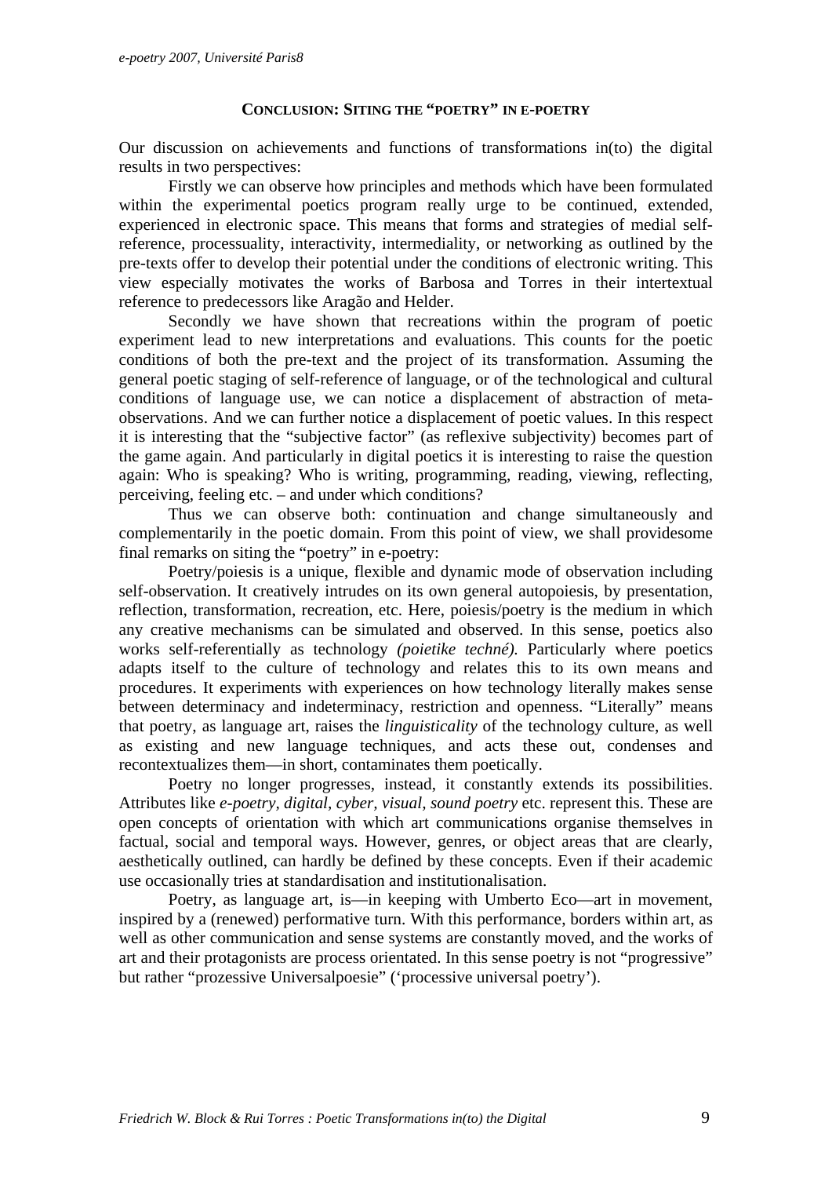## CONCLUSION: SITING THE "POETRY" IN E-POETRY

Our discussion on achievements and functions of transformations in(to) the digital results in two perspectives:

Firstly we can observe how principles and methods which have been formulated within the experimental poetics program really urge to be continued, extended, experienced in electronic space. This means that forms and strategies of medial self-reference, processuality, interactivity, intermediality, or networking as outlined by the pre-texts offer to develop their potential under the conditions of electronic writing. This view especially motivates the works of Barbosa and Torres in their intertextual reference to predecessors like Aragão and Helder.

Secondly we have shown that recreations within the program of poetic experiment lead to new interpretations and evaluations. This counts for the poetic conditions of both the pre-text and the project of its transformation. Assuming the general poetic staging of self-reference of language, or of the technological and cultural conditions of language use, we can notice a displacement of abstraction of meta-observations. And we can further notice a displacement of poetic values. In this respect it is interesting that the "subjective factor" (as reflexive subjectivity) becomes part of the game again. And particularly in digital poetics it is interesting to raise the question again: Who is speaking? Who is writing, programming, reading, viewing, reflecting, perceiving, feeling etc. – and under which conditions?

Thus we can observe both: continuation and change simultaneously and complementarily in the poetic domain. From this point of view, we shall providesome final remarks on siting the "poetry" in e-poetry:

Poetry/poiesis is a unique, flexible and dynamic mode of observation including self-observation. It creatively intrudes on its own general autopoiesis, by presentation, reflection, transformation, recreation, etc. Here, poiesis/poetry is the medium in which any creative mechanisms can be simulated and observed. In this sense, poetics also works self-referentially as technology *(poietike techné).* Particularly where poetics adapts itself to the culture of technology and relates this to its own means and procedures. It experiments with experiences on how technology literally makes sense between determinacy and indeterminacy, restriction and openness. "Literally" means that poetry, as language art, raises the *linguisticality* of the technology culture, as well as existing and new language techniques, and acts these out, condenses and recontextualizes them—in short, contaminates them poetically.

Poetry no longer progresses, instead, it constantly extends its possibilities. Attributes like *e-poetry, digital, cyber, visual, sound poetry* etc. represent this. These are open concepts of orientation with which art communications organise themselves in factual, social and temporal ways. However, genres, or object areas that are clearly, aesthetically outlined, can hardly be defined by these concepts. Even if their academic use occasionally tries at standardisation and institutionalisation.

Poetry, as language art, is—in keeping with Umberto Eco—art in movement, inspired by a (renewed) performative turn. With this performance, borders within art, as well as other communication and sense systems are constantly moved, and the works of art and their protagonists are process orientated. In this sense poetry is not "progressive" but rather "prozessive Universalpoesie" ('processive universal poetry').